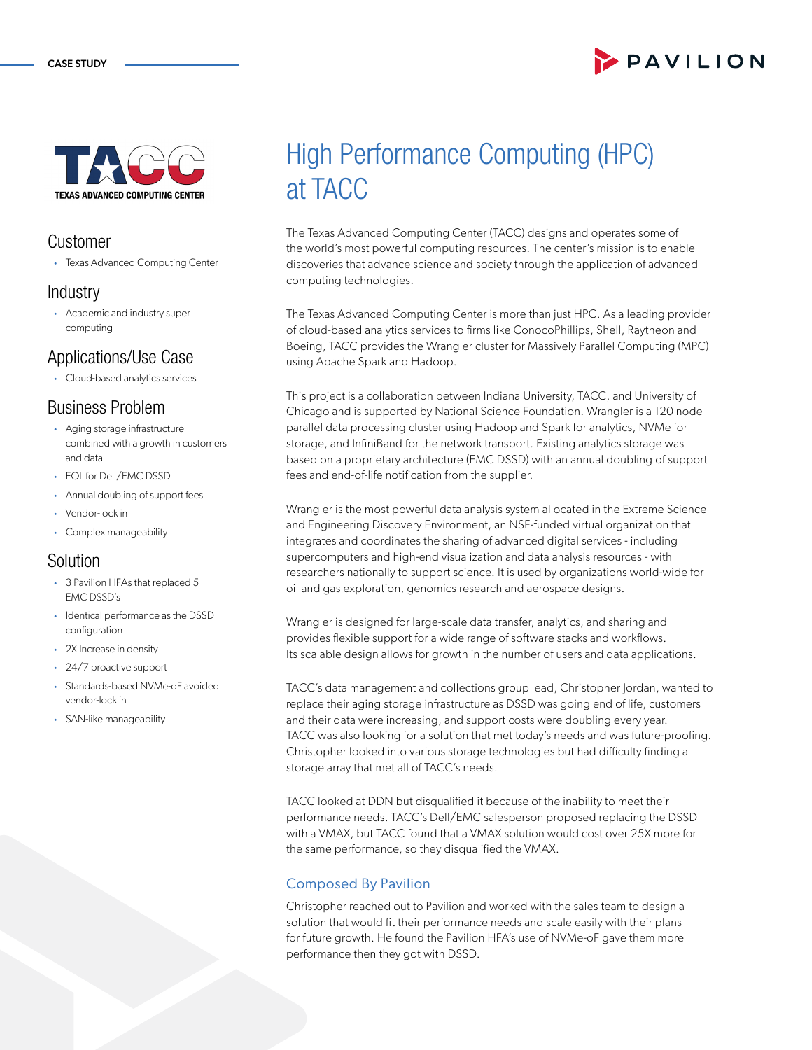CASE STUDY

PAVILION

TACC
TEXAS ADVANCED COMPUTING CENTER

## Customer

- Texas Advanced Computing Center

## Industry

- Academic and industry super computing

## Applications/Use Case

- Cloud-based analytics services

## Business Problem

- Aging storage infrastructure combined with a growth in customers and data
- EOL for Dell/EMC DSSD
- Annual doubling of support fees
- Vendor-lock in
- Complex manageability

## Solution

- 3 Pavilion HFAs that replaced 5 EMC DSSD's
- Identical performance as the DSSD configuration
- 2X Increase in density
- 24/7 proactive support
- Standards-based NVMe-oF avoided vendor-lock in
- SAN-like manageability

# High Performance Computing (HPC) at TACC

The Texas Advanced Computing Center (TACC) designs and operates some of the world's most powerful computing resources. The center's mission is to enable discoveries that advance science and society through the application of advanced computing technologies.

The Texas Advanced Computing Center is more than just HPC. As a leading provider of cloud-based analytics services to firms like ConocoPhillips, Shell, Raytheon and Boeing, TACC provides the Wrangler cluster for Massively Parallel Computing (MPC) using Apache Spark and Hadoop.

This project is a collaboration between Indiana University, TACC, and University of Chicago and is supported by National Science Foundation. Wrangler is a 120 node parallel data processing cluster using Hadoop and Spark for analytics, NVMe for storage, and InfiniBand for the network transport. Existing analytics storage was based on a proprietary architecture (EMC DSSD) with an annual doubling of support fees and end-of-life notification from the supplier.

Wrangler is the most powerful data analysis system allocated in the Extreme Science and Engineering Discovery Environment, an NSF-funded virtual organization that integrates and coordinates the sharing of advanced digital services - including supercomputers and high-end visualization and data analysis resources - with researchers nationally to support science. It is used by organizations world-wide for oil and gas exploration, genomics research and aerospace designs.

Wrangler is designed for large-scale data transfer, analytics, and sharing and provides flexible support for a wide range of software stacks and workflows. Its scalable design allows for growth in the number of users and data applications.

TACC's data management and collections group lead, Christopher Jordan, wanted to replace their aging storage infrastructure as DSSD was going end of life, customers and their data were increasing, and support costs were doubling every year. TACC was also looking for a solution that met today's needs and was future-proofing. Christopher looked into various storage technologies but had difficulty finding a storage array that met all of TACC's needs.

TACC looked at DDN but disqualified it because of the inability to meet their performance needs. TACC's Dell/EMC salesperson proposed replacing the DSSD with a VMAX, but TACC found that a VMAX solution would cost over 25X more for the same performance, so they disqualified the VMAX.

### Composed By Pavilion

Christopher reached out to Pavilion and worked with the sales team to design a solution that would fit their performance needs and scale easily with their plans for future growth. He found the Pavilion HFA's use of NVMe-oF gave them more performance then they got with DSSD.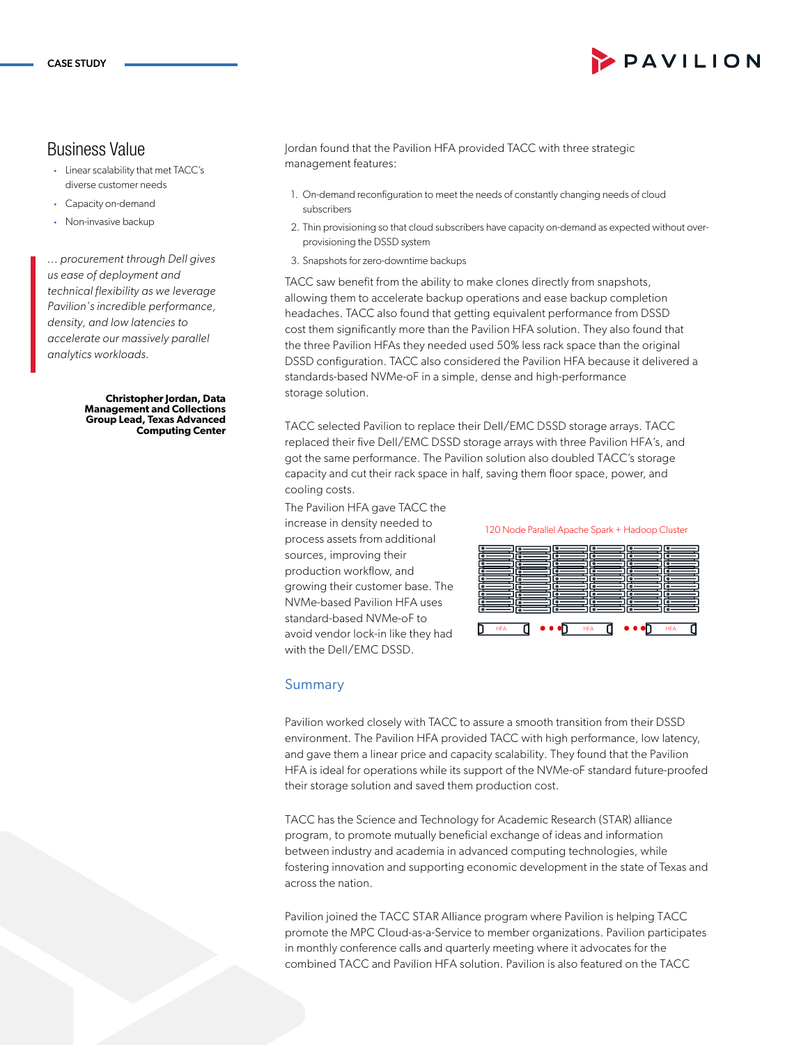## Business Value

- Linear scalability that met TACC's diverse customer needs
- Capacity on-demand
- Non-invasive backup

*... procurement through Dell gives us ease of deployment and technical flexibility as we leverage Pavilion's incredible performance, density, and low latencies to accelerate our massively parallel analytics workloads.*

**Christopher Jordan, Data Management and Collections Group Lead, Texas Advanced Computing Center**

Jordan found that the Pavilion HFA provided TACC with three strategic management features:

1. On-demand reconfiguration to meet the needs of constantly changing needs of cloud subscribers
2. Thin provisioning so that cloud subscribers have capacity on-demand as expected without over-provisioning the DSSD system
3. Snapshots for zero-downtime backups

TACC saw benefit from the ability to make clones directly from snapshots, allowing them to accelerate backup operations and ease backup completion headaches. TACC also found that getting equivalent performance from DSSD cost them significantly more than the Pavilion HFA solution. They also found that the three Pavilion HFAs they needed used 50% less rack space than the original DSSD configuration. TACC also considered the Pavilion HFA because it delivered a standards-based NVMe-oF in a simple, dense and high-performance storage solution.

TACC selected Pavilion to replace their Dell/EMC DSSD storage arrays. TACC replaced their five Dell/EMC DSSD storage arrays with three Pavilion HFA's, and got the same performance. The Pavilion solution also doubled TACC's storage capacity and cut their rack space in half, saving them floor space, power, and cooling costs.

The Pavilion HFA gave TACC the increase in density needed to process assets from additional sources, improving their production workflow, and growing their customer base. The NVMe-based Pavilion HFA uses standard-based NVMe-oF to avoid vendor lock-in like they had with the Dell/EMC DSSD.

120 Node Parallel Apache Spark + Hadoop Cluster

HFA ••• HFA ••• HFA

### Summary

Pavilion worked closely with TACC to assure a smooth transition from their DSSD environment. The Pavilion HFA provided TACC with high performance, low latency, and gave them a linear price and capacity scalability. They found that the Pavilion HFA is ideal for operations while its support of the NVMe-oF standard future-proofed their storage solution and saved them production cost.

TACC has the Science and Technology for Academic Research (STAR) alliance program, to promote mutually beneficial exchange of ideas and information between industry and academia in advanced computing technologies, while fostering innovation and supporting economic development in the state of Texas and across the nation.

Pavilion joined the TACC STAR Alliance program where Pavilion is helping TACC promote the MPC Cloud-as-a-Service to member organizations. Pavilion participates in monthly conference calls and quarterly meeting where it advocates for the combined TACC and Pavilion HFA solution. Pavilion is also featured on the TACC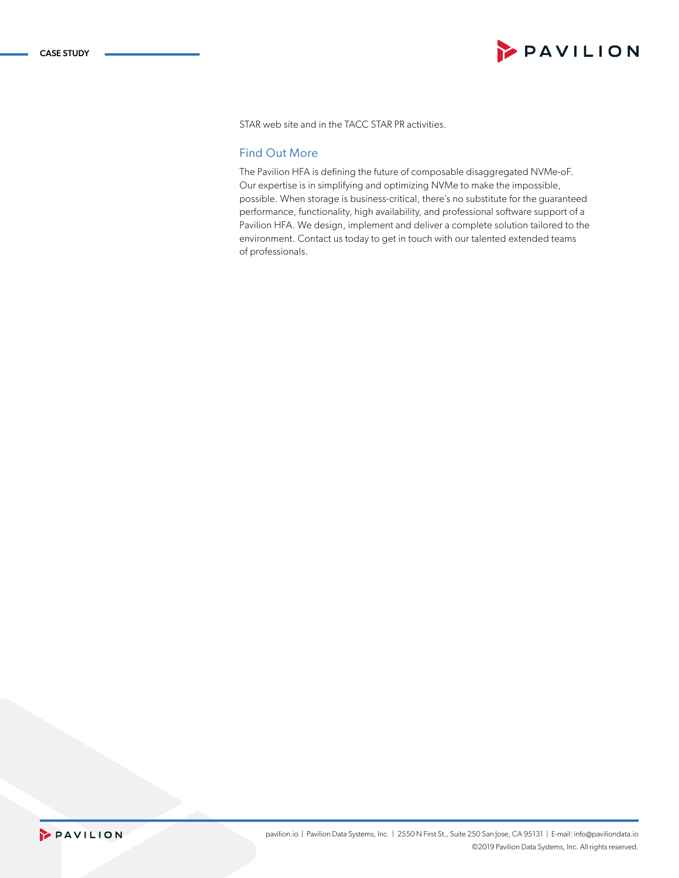STAR web site and in the TACC STAR PR activities.

## Find Out More

The Pavilion HFA is defining the future of composable disaggregated NVMe-oF. Our expertise is in simplifying and optimizing NVMe to make the impossible, possible. When storage is business-critical, there's no substitute for the guaranteed performance, functionality, high availability, and professional software support of a Pavilion HFA. We design, implement and deliver a complete solution tailored to the environment. Contact us today to get in touch with our talented extended teams of professionals.